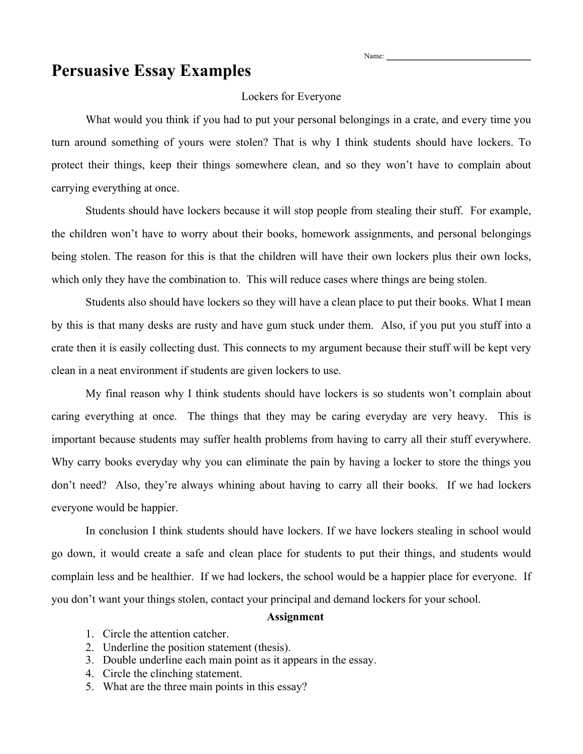Name: ______________________________

# Persuasive Essay Examples

Lockers for Everyone

What would you think if you had to put your personal belongings in a crate, and every time you turn around something of yours were stolen? That is why I think students should have lockers. To protect their things, keep their things somewhere clean, and so they won't have to complain about carrying everything at once.

Students should have lockers because it will stop people from stealing their stuff. For example, the children won't have to worry about their books, homework assignments, and personal belongings being stolen. The reason for this is that the children will have their own lockers plus their own locks, which only they have the combination to. This will reduce cases where things are being stolen.

Students also should have lockers so they will have a clean place to put their books. What I mean by this is that many desks are rusty and have gum stuck under them. Also, if you put you stuff into a crate then it is easily collecting dust. This connects to my argument because their stuff will be kept very clean in a neat environment if students are given lockers to use.

My final reason why I think students should have lockers is so students won't complain about caring everything at once. The things that they may be caring everyday are very heavy. This is important because students may suffer health problems from having to carry all their stuff everywhere. Why carry books everyday why you can eliminate the pain by having a locker to store the things you don't need? Also, they're always whining about having to carry all their books. If we had lockers everyone would be happier.

In conclusion I think students should have lockers. If we have lockers stealing in school would go down, it would create a safe and clean place for students to put their things, and students would complain less and be healthier. If we had lockers, the school would be a happier place for everyone. If you don't want your things stolen, contact your principal and demand lockers for your school.

**Assignment**

1. Circle the attention catcher.
2. Underline the position statement (thesis).
3. Double underline each main point as it appears in the essay.
4. Circle the clinching statement.
5. What are the three main points in this essay?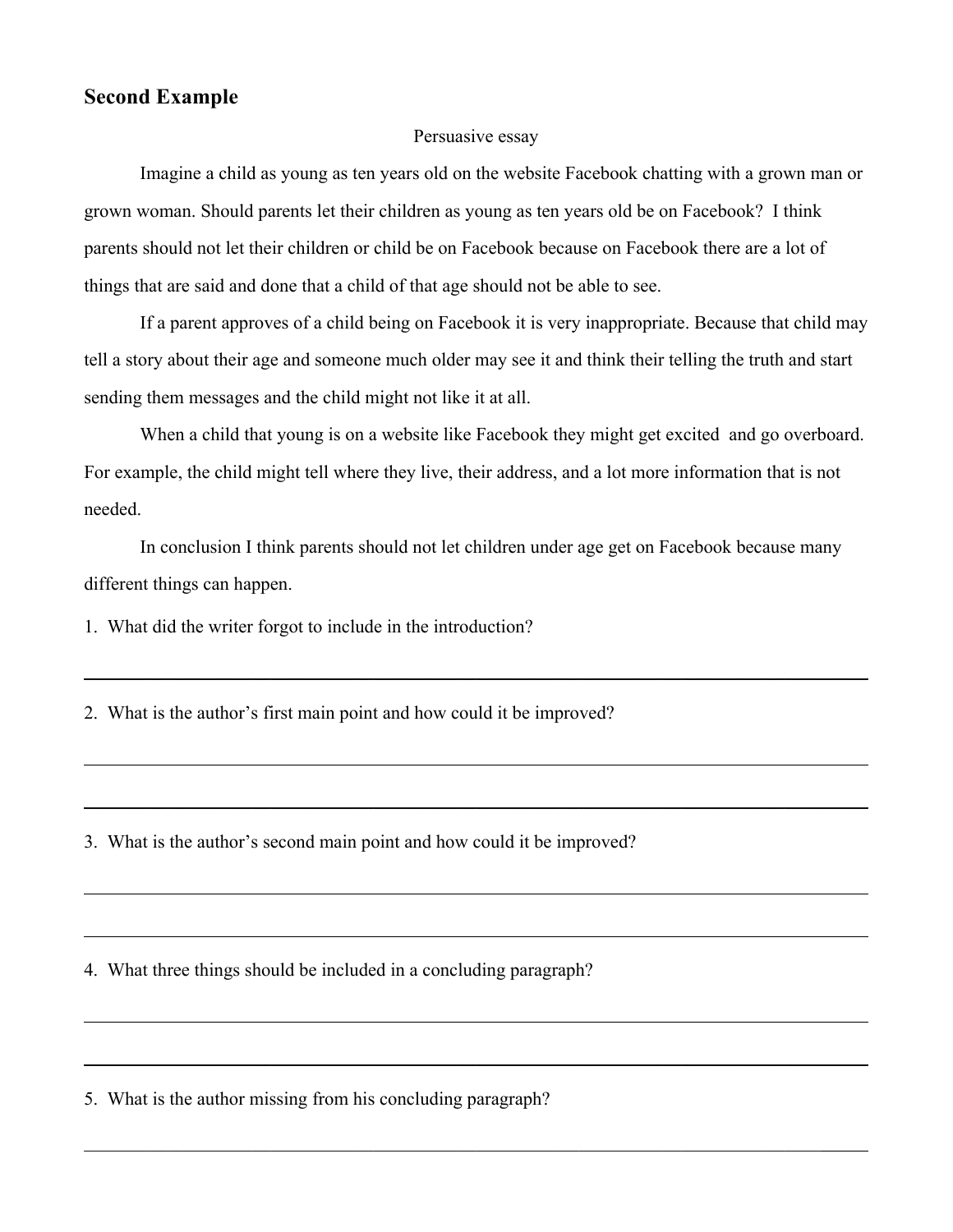## Second Example

Persuasive essay

Imagine a child as young as ten years old on the website Facebook chatting with a grown man or grown woman. Should parents let their children as young as ten years old be on Facebook? I think parents should not let their children or child be on Facebook because on Facebook there are a lot of things that are said and done that a child of that age should not be able to see.

If a parent approves of a child being on Facebook it is very inappropriate. Because that child may tell a story about their age and someone much older may see it and think their telling the truth and start sending them messages and the child might not like it at all.

When a child that young is on a website like Facebook they might get excited and go overboard. For example, the child might tell where they live, their address, and a lot more information that is not needed.

In conclusion I think parents should not let children under age get on Facebook because many different things can happen.

1. What did the writer forgot to include in the introduction?

______________________________________________________________________________

2. What is the author's first main point and how could it be improved?

______________________________________________________________________________

______________________________________________________________________________

3. What is the author's second main point and how could it be improved?

______________________________________________________________________________

______________________________________________________________________________

4. What three things should be included in a concluding paragraph?

______________________________________________________________________________

______________________________________________________________________________

5. What is the author missing from his concluding paragraph?

______________________________________________________________________________